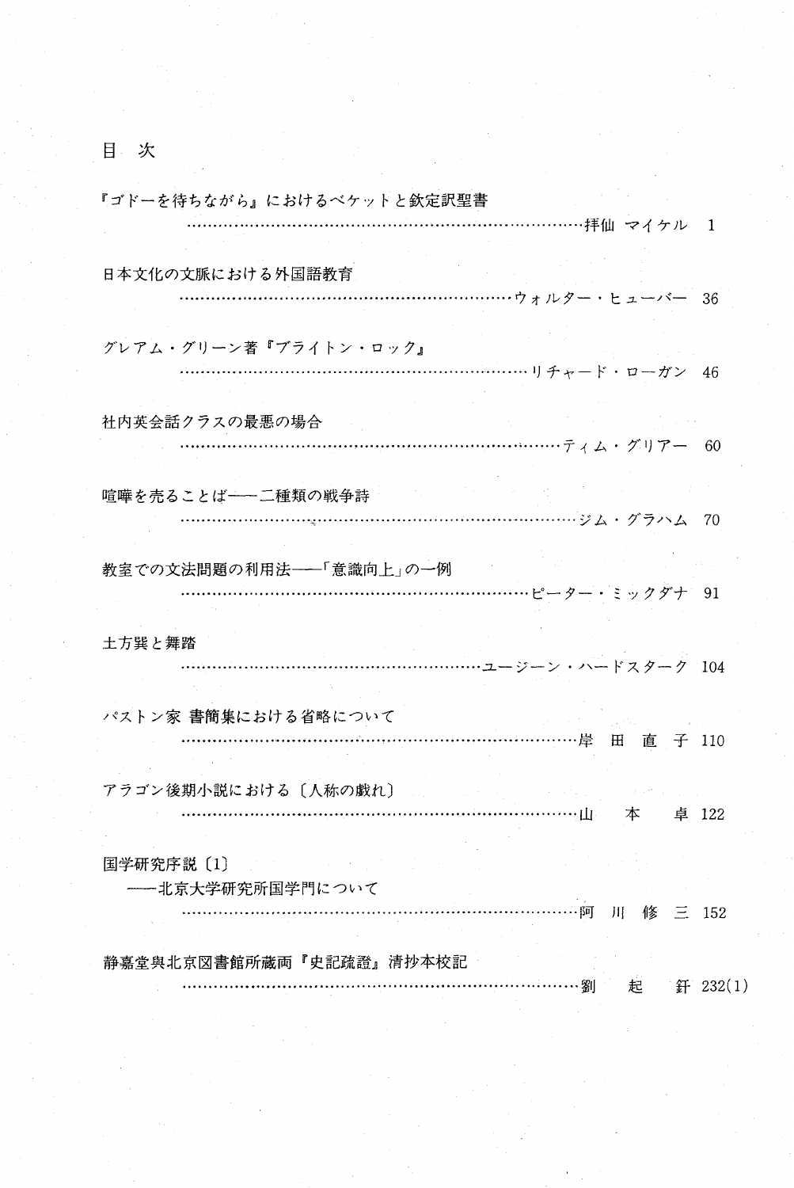# 目　次

『ゴドーを待ちながら』におけるベケットと欽定訳聖書
　　……………………………………………………………………拝仙 マイケル　1

日本文化の文脈における外国語教育
　　………………………………………………………ウォルター・ヒューバー　36

グレアム・グリーン著『ブライトン・ロック』
　　…………………………………………………………リチャード・ローガン　46

社内英会話クラスの最悪の場合
　　……………………………………………………………ティム・グリアー　60

喧嘩を売ることば——二種類の戦争詩
　　……………………………………………………………ジム・グラハム　70

教室での文法問題の利用法——「意識向上」の一例
　　…………………………………………………………ピーター・ミックダナ　91

土方巽と舞踏
　　……………………………………………………ユージーン・ハードスターク　104

パストン家 書簡集における省略について
　　……………………………………………………………………岸　田　直　子　110

アラゴン後期小説における〔人称の戯れ〕
　　……………………………………………………………………山　本　　卓　122

国学研究序説〔1〕
　——北京大学研究所国学門について
　　……………………………………………………………………阿　川　修　三　152

静嘉堂與北京図書館所蔵両『史記疏證』清抄本校記
　　……………………………………………………………………劉　起　釬　232(1)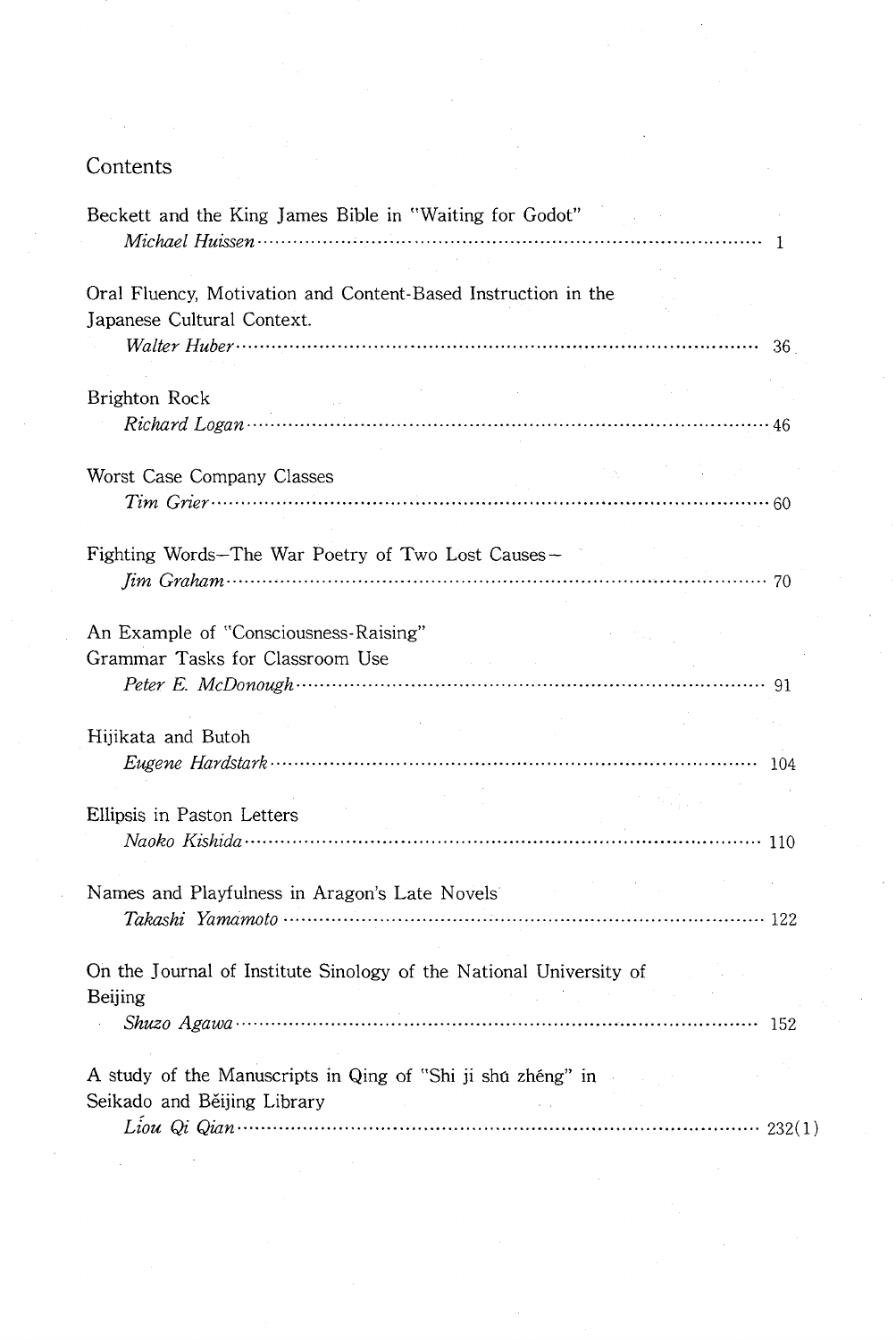# Contents

Beckett and the King James Bible in "Waiting for Godot"
*Michael Huissen* ········· 1

Oral Fluency, Motivation and Content-Based Instruction in the Japanese Cultural Context.
*Walter Huber* ········· 36

Brighton Rock
*Richard Logan* ········· 46

Worst Case Company Classes
*Tim Grier* ········· 60

Fighting Words–The War Poetry of Two Lost Causes–
*Jim Graham* ········· 70

An Example of "Consciousness-Raising" Grammar Tasks for Classroom Use
*Peter E. McDonough* ········· 91

Hijikata and Butoh
*Eugene Hardstark* ········· 104

Ellipsis in Paston Letters
*Naoko Kishida* ········· 110

Names and Playfulness in Aragon's Late Novels
*Takashi Yamamoto* ········· 122

On the Journal of Institute Sinology of the National University of Beijing
*Shuzo Agawa* ········· 152

A study of the Manuscripts in Qing of "Shi ji shū zhēng" in Seikado and Běijing Library
*Líou Qi Qian* ········· 232(1)